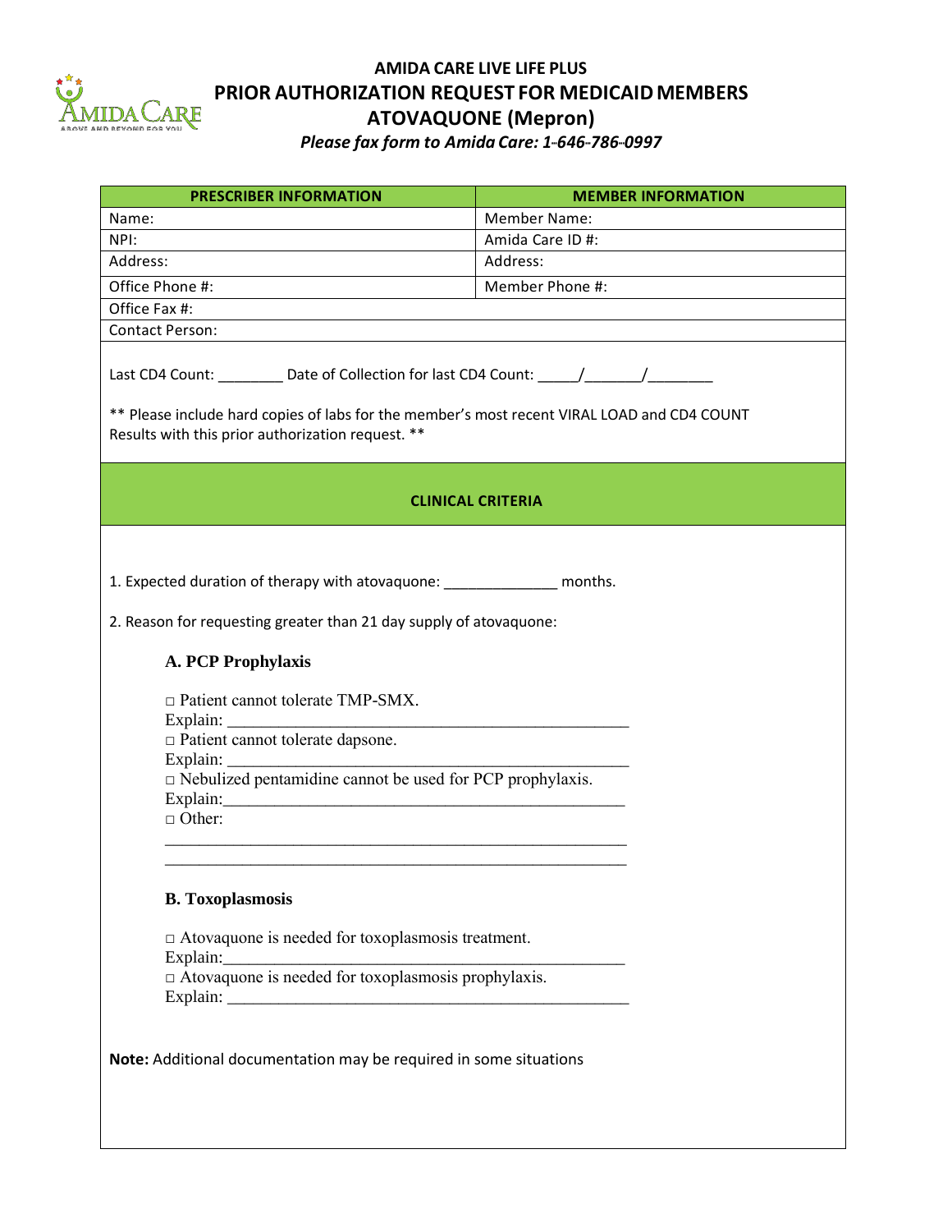# AMIDA CARE LIVE LIFE PLUS

# PRIOR AUTHORIZATION REQUEST FOR MEDICAID MEMBERS

# ATOVAQUONE (Mepron)

***Please fax form to Amida Care: 1-646-786-0997***

| PRESCRIBER INFORMATION | MEMBER INFORMATION |
|---|---|
| Name: | Member Name: |
| NPI: | Amida Care ID #: |
| Address: | Address: |
| Office Phone #: | Member Phone #: |
| Office Fax #: | |
| Contact Person: | |

Last CD4 Count: ________ Date of Collection for last CD4 Count: _____/_______/________

** Please include hard copies of labs for the member's most recent VIRAL LOAD and CD4 COUNT Results with this prior authorization request. **

## CLINICAL CRITERIA

1. Expected duration of therapy with atovaquone: ______________ months.

2. Reason for requesting greater than 21 day supply of atovaquone:

### A. PCP Prophylaxis

□ Patient cannot tolerate TMP-SMX.
Explain: _________________________________________________

□ Patient cannot tolerate dapsone.
Explain: _________________________________________________

□ Nebulized pentamidine cannot be used for PCP prophylaxis.
Explain:_________________________________________________

□ Other:
________________________________________________________
________________________________________________________

### B. Toxoplasmosis

□ Atovaquone is needed for toxoplasmosis treatment.
Explain:_________________________________________________

□ Atovaquone is needed for toxoplasmosis prophylaxis.
Explain: _________________________________________________

**Note:** Additional documentation may be required in some situations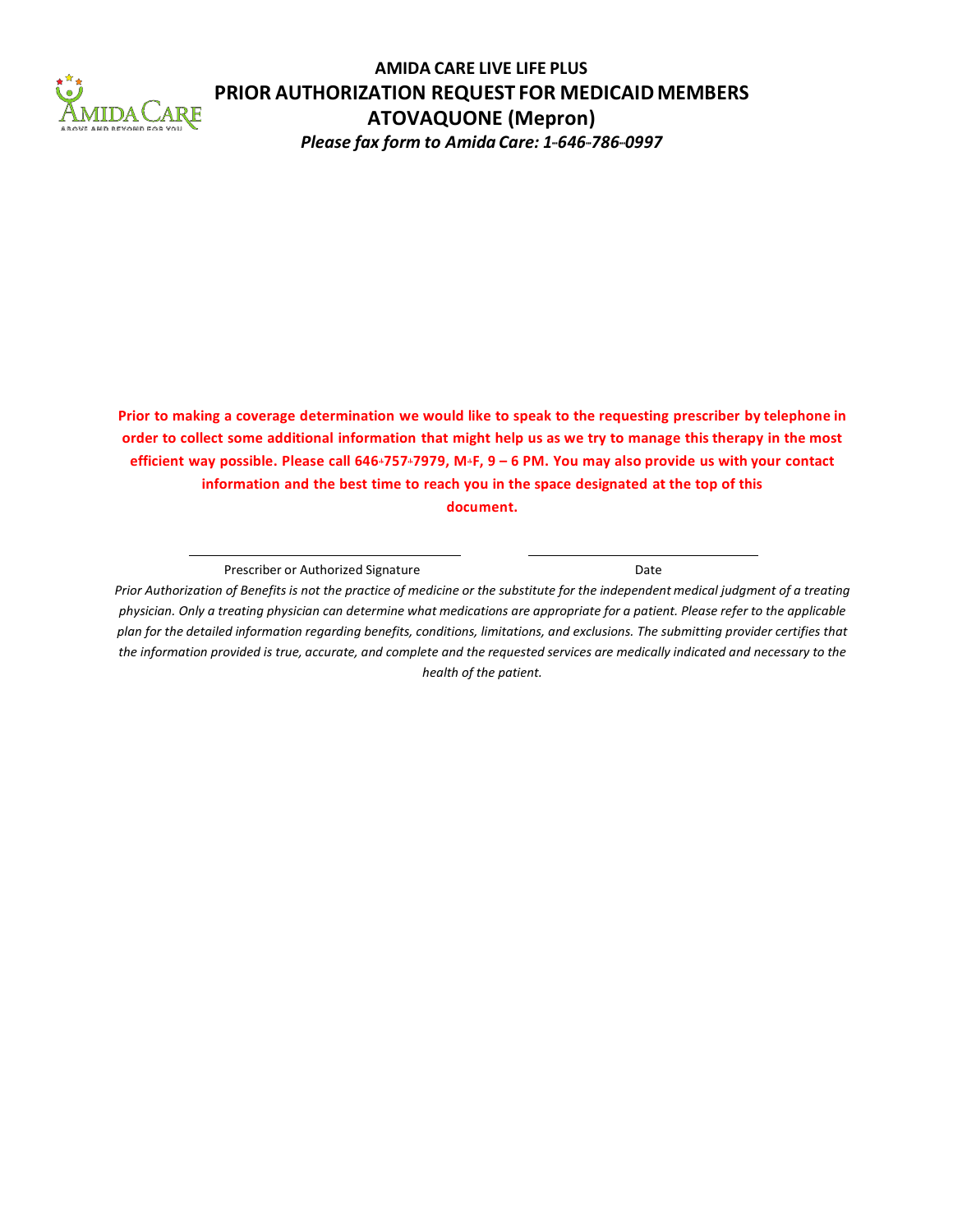# AMIDA CARE LIVE LIFE PLUS
## PRIOR AUTHORIZATION REQUEST FOR MEDICAID MEMBERS
## ATOVAQUONE (Mepron)

*Please fax form to Amida Care: 1-646-786-0997*

**Prior to making a coverage determination we would like to speak to the requesting prescriber by telephone in order to collect some additional information that might help us as we try to manage this therapy in the most efficient way possible. Please call 646-757-7979, M-F, 9 – 6 PM. You may also provide us with your contact information and the best time to reach you in the space designated at the top of this document.**

\_\_\_\_\_\_\_\_\_\_\_\_\_\_\_\_\_\_\_\_\_\_\_\_\_\_\_\_\_\_\_\_\_\_\_\_ \_\_\_\_\_\_\_\_\_\_\_\_\_\_\_\_\_\_\_\_\_\_\_\_\_\_\_\_\_\_

Prescriber or Authorized Signature Date

*Prior Authorization of Benefits is not the practice of medicine or the substitute for the independent medical judgment of a treating physician. Only a treating physician can determine what medications are appropriate for a patient. Please refer to the applicable plan for the detailed information regarding benefits, conditions, limitations, and exclusions. The submitting provider certifies that the information provided is true, accurate, and complete and the requested services are medically indicated and necessary to the health of the patient.*